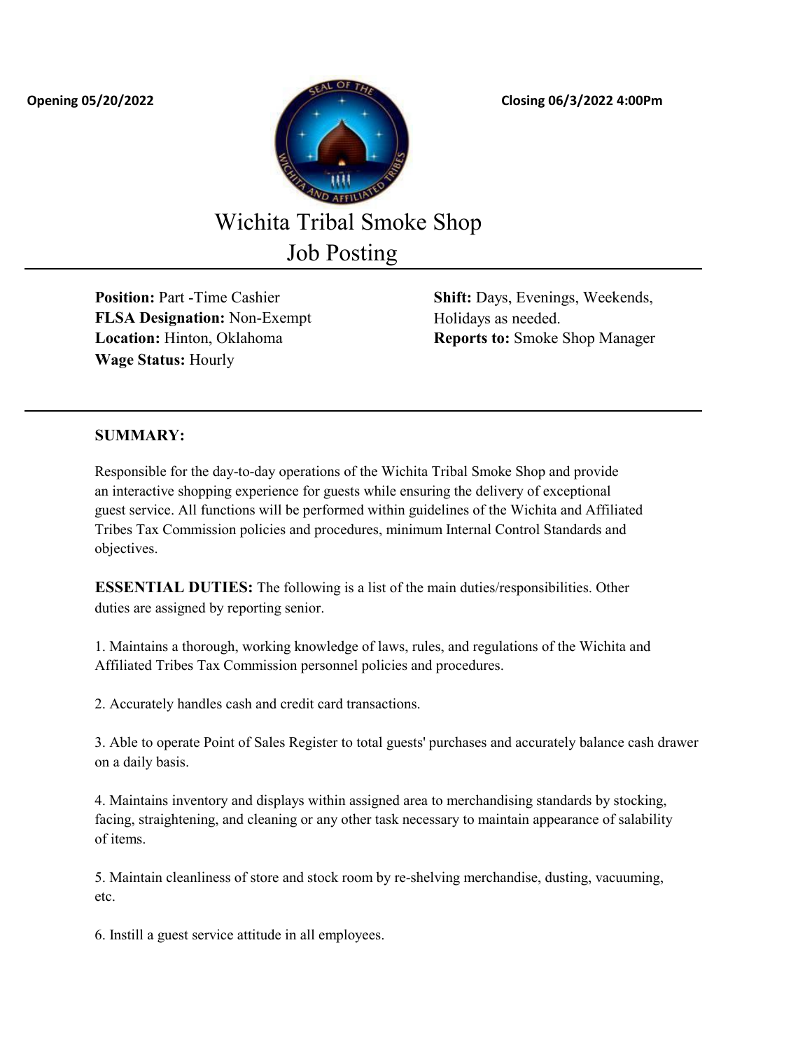**Opening 05/20/2022** **Closing 06/3/2022 4:00Pm**

# Wichita Tribal Smoke Shop
# Job Posting

**Position:** Part -Time Cashier
**FLSA Designation:** Non-Exempt
**Location:** Hinton, Oklahoma
**Wage Status:** Hourly

**Shift:** Days, Evenings, Weekends, Holidays as needed.
**Reports to:** Smoke Shop Manager

---

**SUMMARY:**

Responsible for the day-to-day operations of the Wichita Tribal Smoke Shop and provide an interactive shopping experience for guests while ensuring the delivery of exceptional guest service. All functions will be performed within guidelines of the Wichita and Affiliated Tribes Tax Commission policies and procedures, minimum Internal Control Standards and objectives.

**ESSENTIAL DUTIES:** The following is a list of the main duties/responsibilities. Other duties are assigned by reporting senior.

1. Maintains a thorough, working knowledge of laws, rules, and regulations of the Wichita and Affiliated Tribes Tax Commission personnel policies and procedures.

2. Accurately handles cash and credit card transactions.

3. Able to operate Point of Sales Register to total guests' purchases and accurately balance cash drawer on a daily basis.

4. Maintains inventory and displays within assigned area to merchandising standards by stocking, facing, straightening, and cleaning or any other task necessary to maintain appearance of salability of items.

5. Maintain cleanliness of store and stock room by re-shelving merchandise, dusting, vacuuming, etc.

6. Instill a guest service attitude in all employees.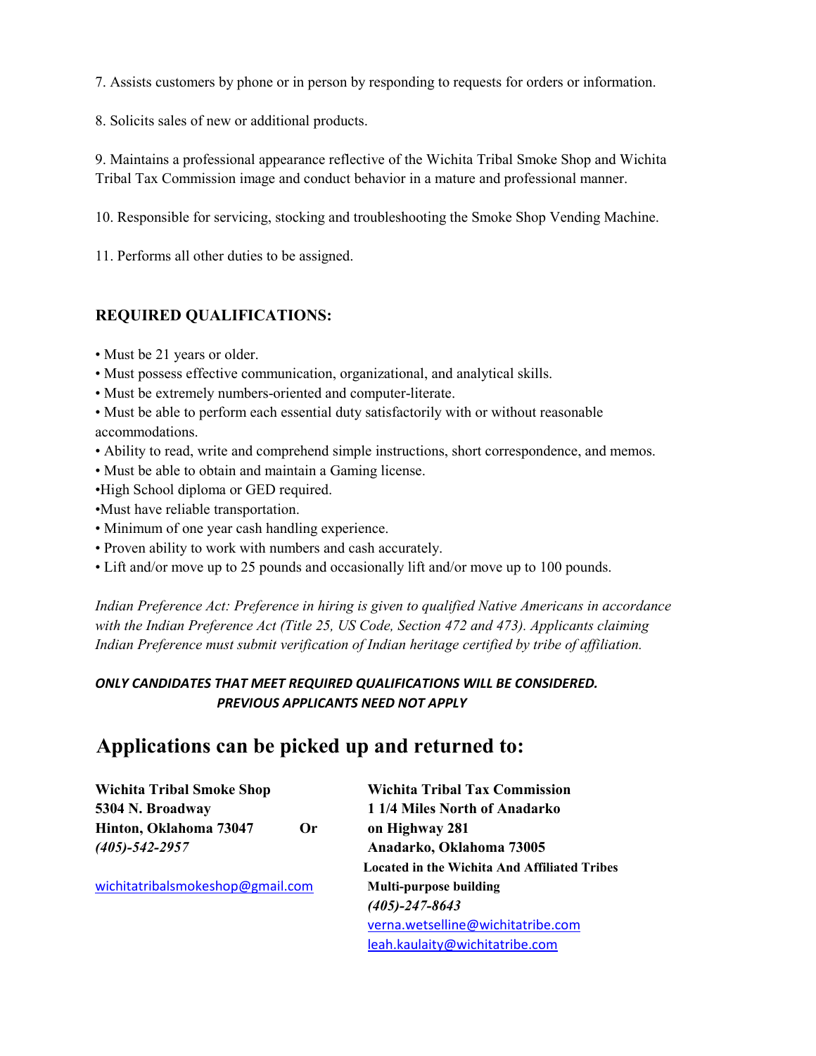7. Assists customers by phone or in person by responding to requests for orders or information.

8. Solicits sales of new or additional products.

9. Maintains a professional appearance reflective of the Wichita Tribal Smoke Shop and Wichita Tribal Tax Commission image and conduct behavior in a mature and professional manner.

10. Responsible for servicing, stocking and troubleshooting the Smoke Shop Vending Machine.

11. Performs all other duties to be assigned.

## REQUIRED QUALIFICATIONS:

- Must be 21 years or older.
- Must possess effective communication, organizational, and analytical skills.
- Must be extremely numbers-oriented and computer-literate.
- Must be able to perform each essential duty satisfactorily with or without reasonable accommodations.
- Ability to read, write and comprehend simple instructions, short correspondence, and memos.
- Must be able to obtain and maintain a Gaming license.
- High School diploma or GED required.
- Must have reliable transportation.
- Minimum of one year cash handling experience.
- Proven ability to work with numbers and cash accurately.
- Lift and/or move up to 25 pounds and occasionally lift and/or move up to 100 pounds.

*Indian Preference Act: Preference in hiring is given to qualified Native Americans in accordance with the Indian Preference Act (Title 25, US Code, Section 472 and 473). Applicants claiming Indian Preference must submit verification of Indian heritage certified by tribe of affiliation.*

***ONLY CANDIDATES THAT MEET REQUIRED QUALIFICATIONS WILL BE CONSIDERED.***
***PREVIOUS APPLICANTS NEED NOT APPLY***

## Applications can be picked up and returned to:

**Wichita Tribal Smoke Shop**
**5304 N. Broadway**
**Hinton, Oklahoma 73047**
***(405)-542-2957***

wichitatribalsmokeshop@gmail.com

**Or**

**Wichita Tribal Tax Commission**
**1 1/4 Miles North of Anadarko**
**on Highway 281**
**Anadarko, Oklahoma 73005**
**Located in the Wichita And Affiliated Tribes**
**Multi-purpose building**
***(405)-247-8643***
verna.wetselline@wichitatribe.com
leah.kaulaity@wichitatribe.com